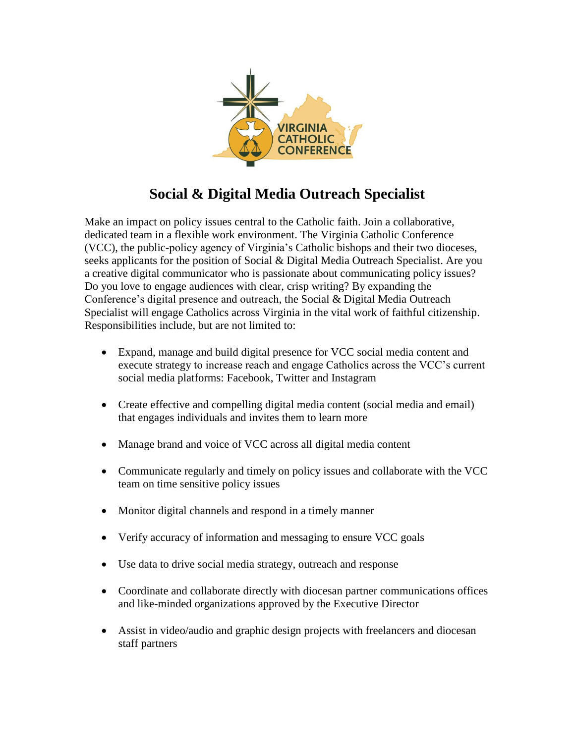# Social & Digital Media Outreach Specialist

Make an impact on policy issues central to the Catholic faith. Join a collaborative, dedicated team in a flexible work environment. The Virginia Catholic Conference (VCC), the public-policy agency of Virginia's Catholic bishops and their two dioceses, seeks applicants for the position of Social & Digital Media Outreach Specialist. Are you a creative digital communicator who is passionate about communicating policy issues? Do you love to engage audiences with clear, crisp writing? By expanding the Conference's digital presence and outreach, the Social & Digital Media Outreach Specialist will engage Catholics across Virginia in the vital work of faithful citizenship. Responsibilities include, but are not limited to:

- Expand, manage and build digital presence for VCC social media content and execute strategy to increase reach and engage Catholics across the VCC's current social media platforms: Facebook, Twitter and Instagram
- Create effective and compelling digital media content (social media and email) that engages individuals and invites them to learn more
- Manage brand and voice of VCC across all digital media content
- Communicate regularly and timely on policy issues and collaborate with the VCC team on time sensitive policy issues
- Monitor digital channels and respond in a timely manner
- Verify accuracy of information and messaging to ensure VCC goals
- Use data to drive social media strategy, outreach and response
- Coordinate and collaborate directly with diocesan partner communications offices and like-minded organizations approved by the Executive Director
- Assist in video/audio and graphic design projects with freelancers and diocesan staff partners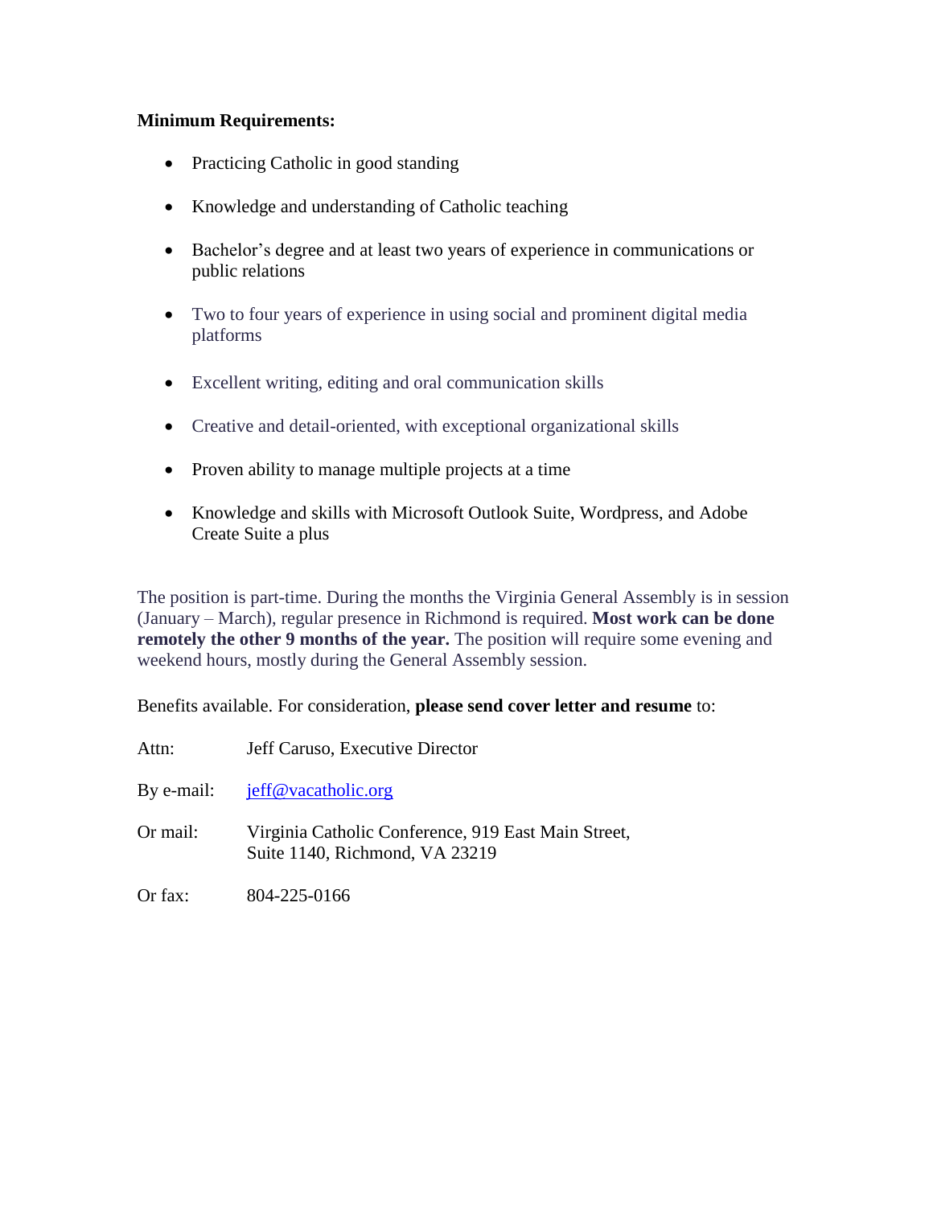**Minimum Requirements:**

- Practicing Catholic in good standing
- Knowledge and understanding of Catholic teaching
- Bachelor's degree and at least two years of experience in communications or public relations
- Two to four years of experience in using social and prominent digital media platforms
- Excellent writing, editing and oral communication skills
- Creative and detail-oriented, with exceptional organizational skills
- Proven ability to manage multiple projects at a time
- Knowledge and skills with Microsoft Outlook Suite, Wordpress, and Adobe Create Suite a plus

The position is part-time. During the months the Virginia General Assembly is in session (January – March), regular presence in Richmond is required. **Most work can be done remotely the other 9 months of the year.** The position will require some evening and weekend hours, mostly during the General Assembly session.

Benefits available. For consideration, **please send cover letter and resume** to:

Attn: Jeff Caruso, Executive Director

By e-mail: jeff@vacatholic.org

Or mail: Virginia Catholic Conference, 919 East Main Street, Suite 1140, Richmond, VA 23219

Or fax: 804-225-0166